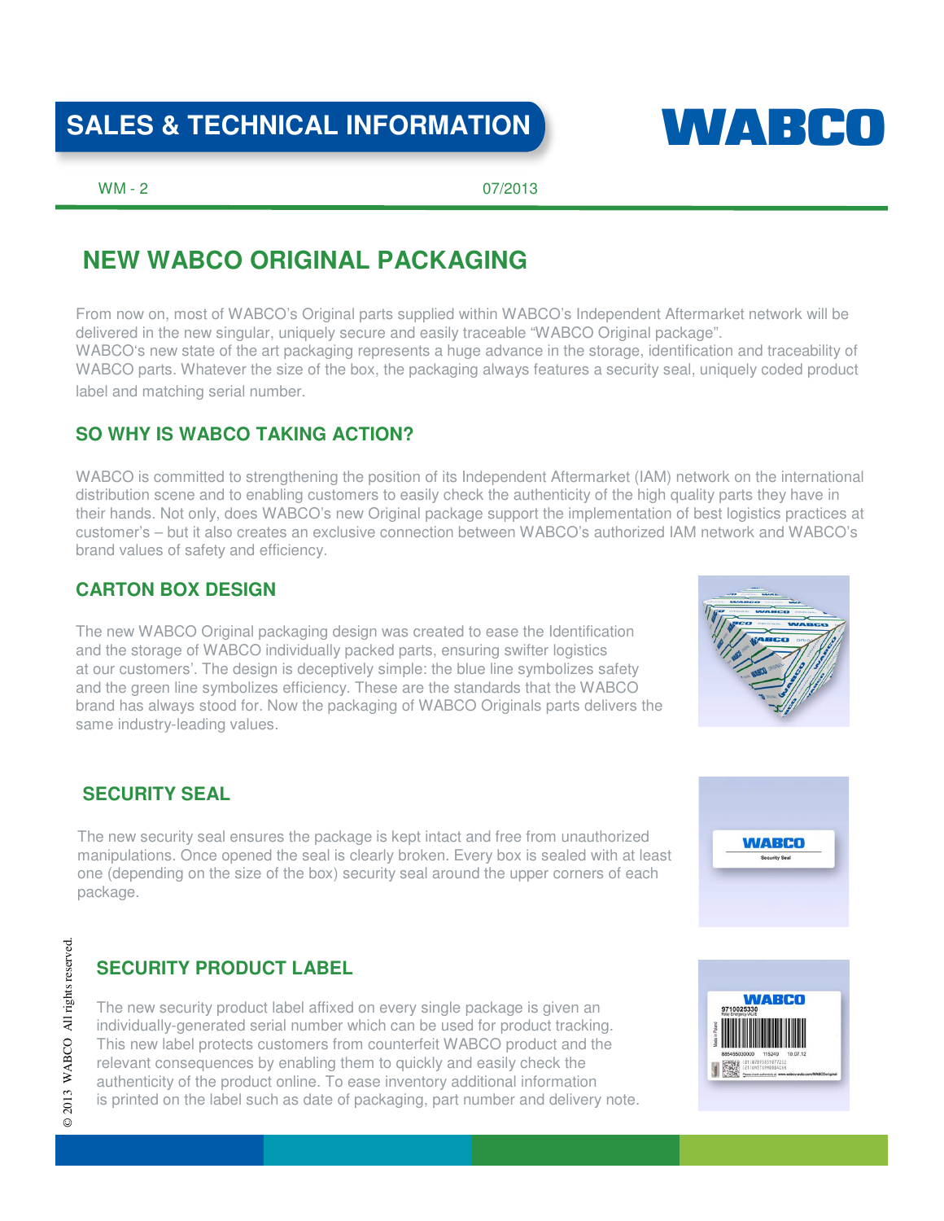SALES & TECHNICAL INFORMATION

WM - 2 07/2013

# NEW WABCO ORIGINAL PACKAGING

From now on, most of WABCO's Original parts supplied within WABCO's Independent Aftermarket network will be delivered in the new singular, uniquely secure and easily traceable "WABCO Original package".
WABCO's new state of the art packaging represents a huge advance in the storage, identification and traceability of WABCO parts. Whatever the size of the box, the packaging always features a security seal, uniquely coded product label and matching serial number.

## SO WHY IS WABCO TAKING ACTION?

WABCO is committed to strengthening the position of its Independent Aftermarket (IAM) network on the international distribution scene and to enabling customers to easily check the authenticity of the high quality parts they have in their hands. Not only, does WABCO's new Original package support the implementation of best logistics practices at customer's – but it also creates an exclusive connection between WABCO's authorized IAM network and WABCO's brand values of safety and efficiency.

## CARTON BOX DESIGN

The new WABCO Original packaging design was created to ease the Identification and the storage of WABCO individually packed parts, ensuring swifter logistics at our customers'. The design is deceptively simple: the blue line symbolizes safety and the green line symbolizes efficiency. These are the standards that the WABCO brand has always stood for. Now the packaging of WABCO Originals parts delivers the same industry-leading values.

## SECURITY SEAL

The new security seal ensures the package is kept intact and free from unauthorized manipulations. Once opened the seal is clearly broken. Every box is sealed with at least one (depending on the size of the box) security seal around the upper corners of each package.

## SECURITY PRODUCT LABEL

The new security product label affixed on every single package is given an individually-generated serial number which can be used for product tracking. This new label protects customers from counterfeit WABCO product and the relevant consequences by enabling them to quickly and easily check the authenticity of the product online. To ease inventory additional information is printed on the label such as date of packaging, part number and delivery note.

© 2013 WABCO All rights reserved.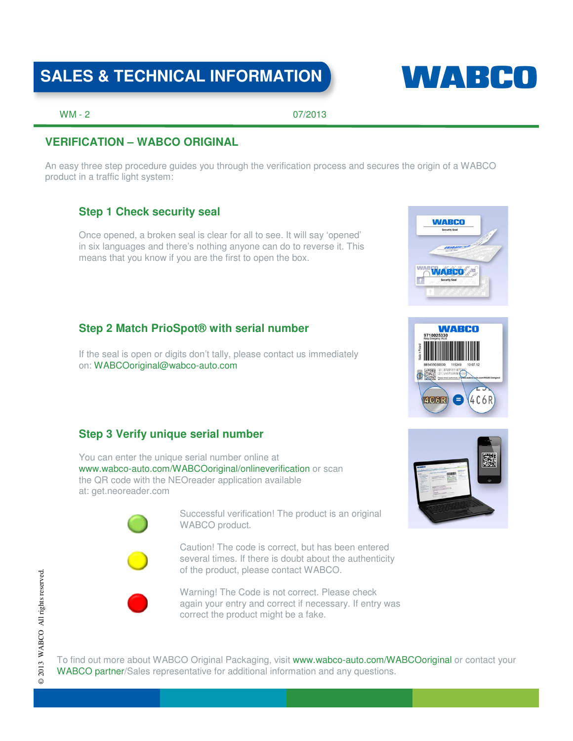# SALES & TECHNICAL INFORMATION

WABCO

WM - 2 07/2013

## VERIFICATION – WABCO ORIGINAL

An easy three step procedure guides you through the verification process and secures the origin of a WABCO product in a traffic light system:

### Step 1 Check security seal

Once opened, a broken seal is clear for all to see. It will say 'opened' in six languages and there's nothing anyone can do to reverse it. This means that you know if you are the first to open the box.

### Step 2 Match PrioSpot® with serial number

If the seal is open or digits don't tally, please contact us immediately on: WABCOoriginal@wabco-auto.com

### Step 3 Verify unique serial number

You can enter the unique serial number online at www.wabco-auto.com/WABCOoriginal/onlineverification or scan the QR code with the NEOreader application available at: get.neoreader.com

- Successful verification! The product is an original WABCO product.
- Caution! The code is correct, but has been entered several times. If there is doubt about the authenticity of the product, please contact WABCO.
- Warning! The Code is not correct. Please check again your entry and correct if necessary. If entry was correct the product might be a fake.

To find out more about WABCO Original Packaging, visit www.wabco-auto.com/WABCOoriginal or contact your WABCO partner/Sales representative for additional information and any questions.

© 2013 WABCO All rights reserved.